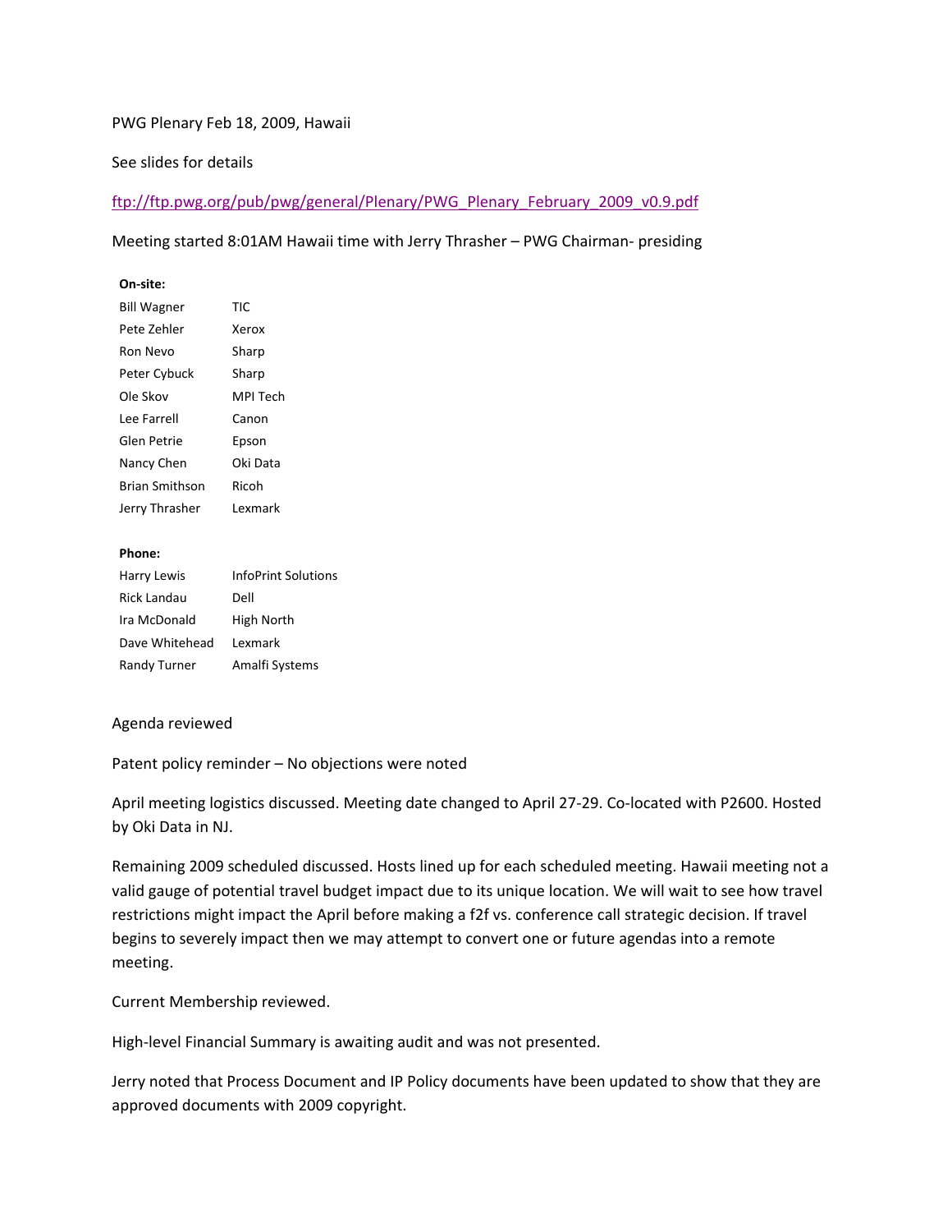PWG Plenary Feb 18, 2009, Hawaii

See slides for details

ftp://ftp.pwg.org/pub/pwg/general/Plenary/PWG_Plenary_February_2009_v0.9.pdf

Meeting started 8:01AM Hawaii time with Jerry Thrasher – PWG Chairman- presiding

**On-site:**

| | |
|---|---|
| Bill Wagner | TIC |
| Pete Zehler | Xerox |
| Ron Nevo | Sharp |
| Peter Cybuck | Sharp |
| Ole Skov | MPI Tech |
| Lee Farrell | Canon |
| Glen Petrie | Epson |
| Nancy Chen | Oki Data |
| Brian Smithson | Ricoh |
| Jerry Thrasher | Lexmark |

**Phone:**

| | |
|---|---|
| Harry Lewis | InfoPrint Solutions |
| Rick Landau | Dell |
| Ira McDonald | High North |
| Dave Whitehead | Lexmark |
| Randy Turner | Amalfi Systems |

Agenda reviewed

Patent policy reminder – No objections were noted

April meeting logistics discussed. Meeting date changed to April 27-29. Co-located with P2600. Hosted by Oki Data in NJ.

Remaining 2009 scheduled discussed. Hosts lined up for each scheduled meeting. Hawaii meeting not a valid gauge of potential travel budget impact due to its unique location. We will wait to see how travel restrictions might impact the April before making a f2f vs. conference call strategic decision. If travel begins to severely impact then we may attempt to convert one or future agendas into a remote meeting.

Current Membership reviewed.

High-level Financial Summary is awaiting audit and was not presented.

Jerry noted that Process Document and IP Policy documents have been updated to show that they are approved documents with 2009 copyright.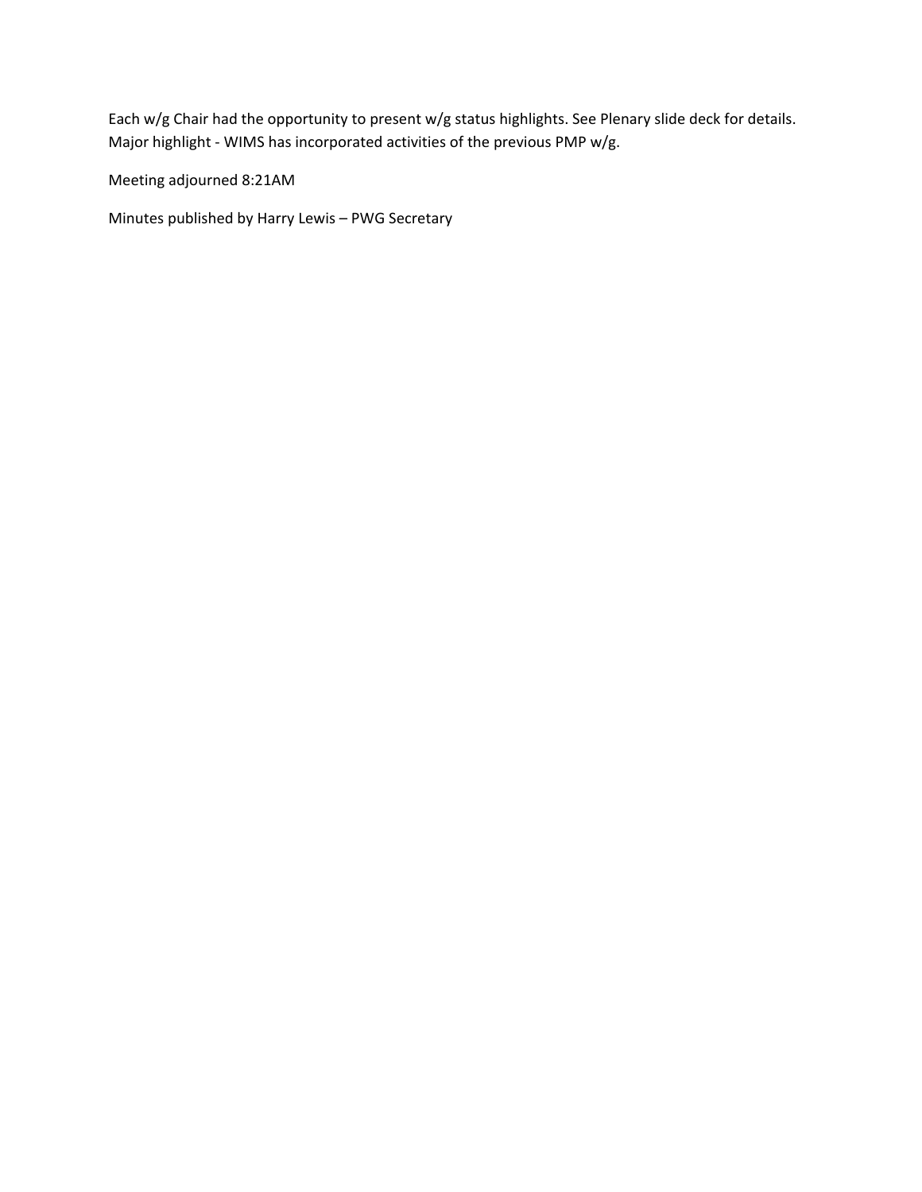Each w/g Chair had the opportunity to present w/g status highlights. See Plenary slide deck for details. Major highlight - WIMS has incorporated activities of the previous PMP w/g.

Meeting adjourned 8:21AM

Minutes published by Harry Lewis – PWG Secretary